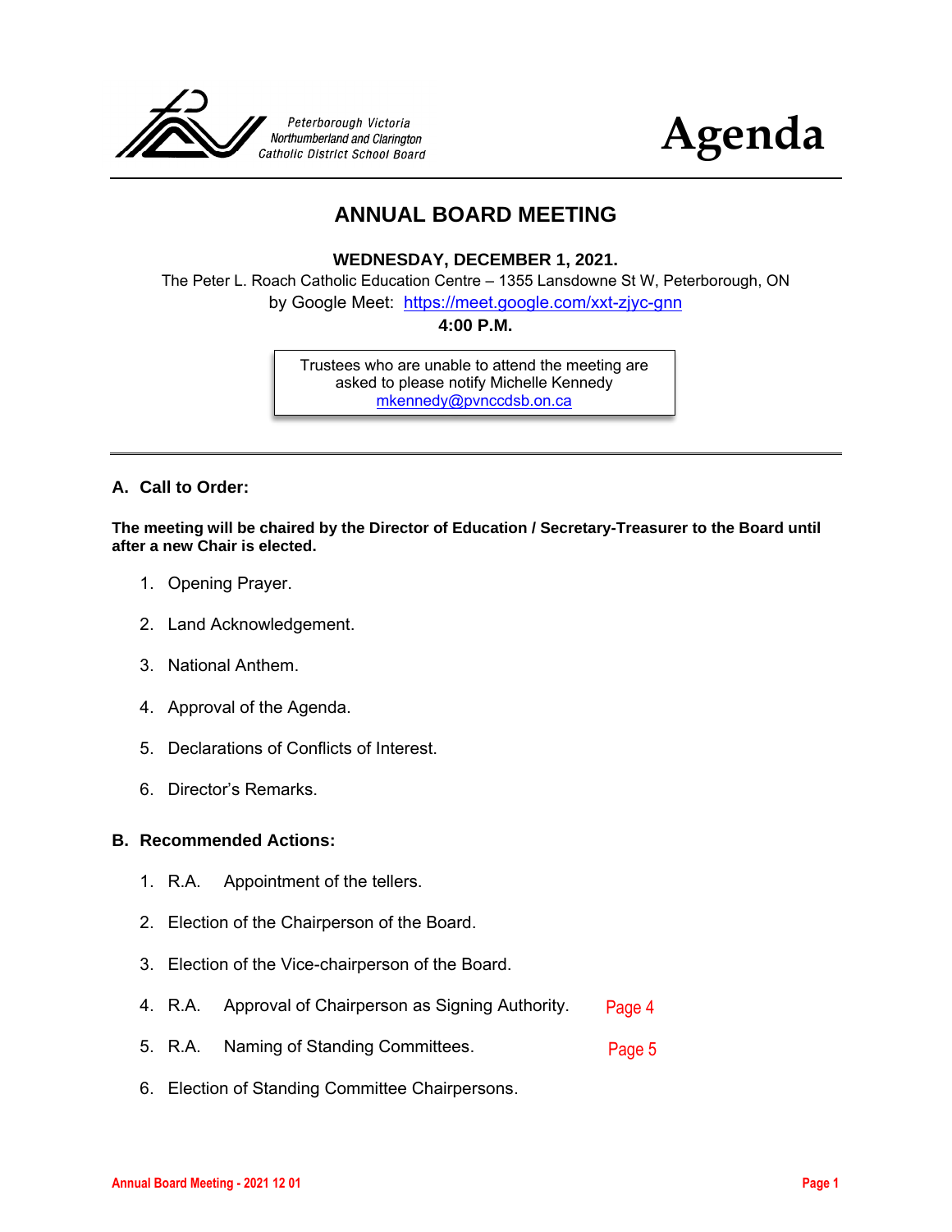Peterborough Victoria Northumberland and Clarington Catholic District School Board

# Agenda

## ANNUAL BOARD MEETING

**WEDNESDAY, DECEMBER 1, 2021.**

The Peter L. Roach Catholic Education Centre – 1355 Lansdowne St W, Peterborough, ON

by Google Meet: https://meet.google.com/xxt-zjyc-gnn

**4:00 P.M.**

Trustees who are unable to attend the meeting are asked to please notify Michelle Kennedy mkennedy@pvnccdsb.on.ca

---

### A. Call to Order:

**The meeting will be chaired by the Director of Education / Secretary-Treasurer to the Board until after a new Chair is elected.**

1. Opening Prayer.
2. Land Acknowledgement.
3. National Anthem.
4. Approval of the Agenda.
5. Declarations of Conflicts of Interest.
6. Director's Remarks.

### B. Recommended Actions:

1. R.A. Appointment of the tellers.
2. Election of the Chairperson of the Board.
3. Election of the Vice-chairperson of the Board.
4. R.A. Approval of Chairperson as Signing Authority. Page 4
5. R.A. Naming of Standing Committees. Page 5
6. Election of Standing Committee Chairpersons.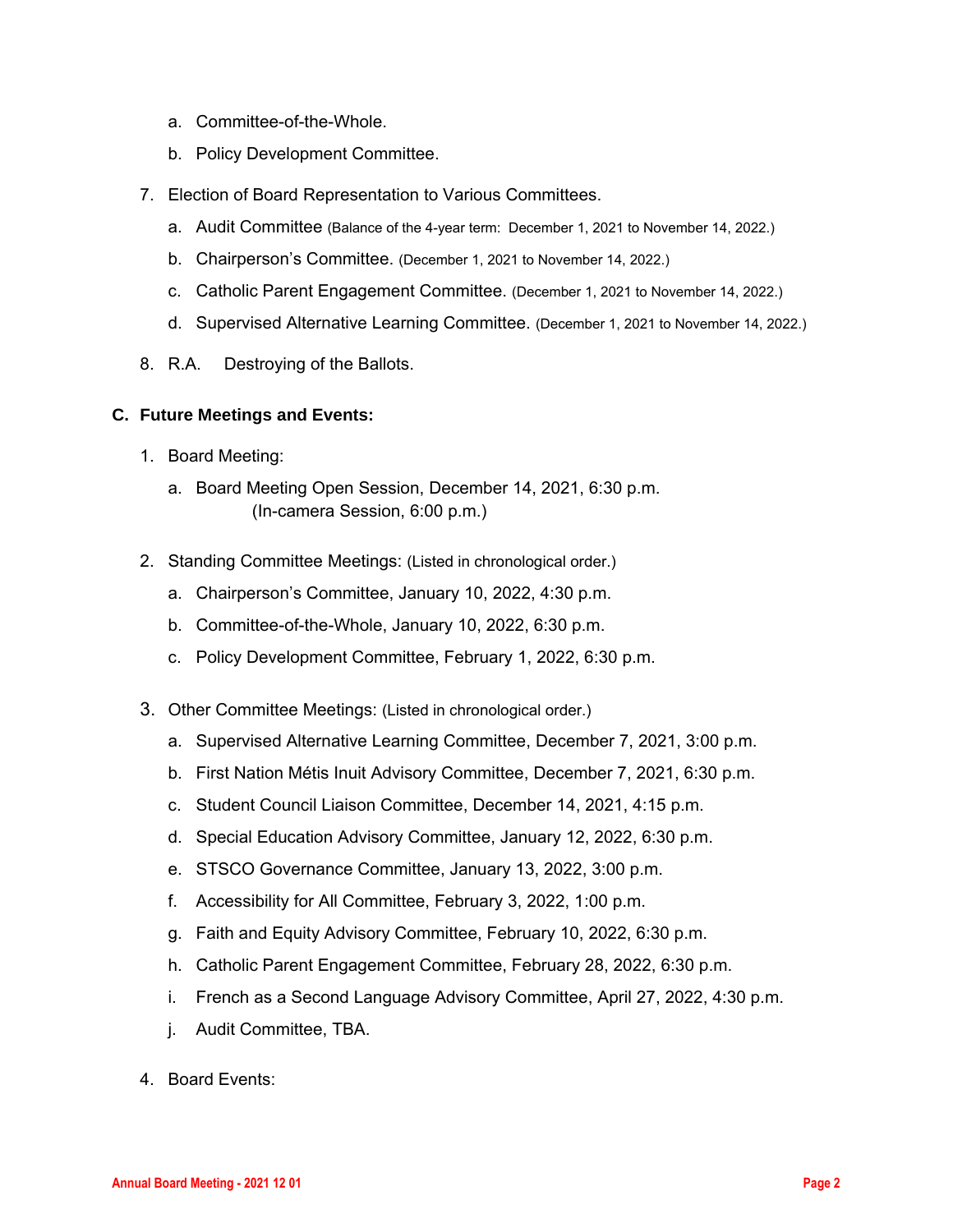a. Committee-of-the-Whole.

   b. Policy Development Committee.

7. Election of Board Representation to Various Committees.

   a. Audit Committee (Balance of the 4-year term: December 1, 2021 to November 14, 2022.)

   b. Chairperson's Committee. (December 1, 2021 to November 14, 2022.)

   c. Catholic Parent Engagement Committee. (December 1, 2021 to November 14, 2022.)

   d. Supervised Alternative Learning Committee. (December 1, 2021 to November 14, 2022.)

8. R.A. Destroying of the Ballots.

**C. Future Meetings and Events:**

1. Board Meeting:

   a. Board Meeting Open Session, December 14, 2021, 6:30 p.m.
      (In-camera Session, 6:00 p.m.)

2. Standing Committee Meetings: (Listed in chronological order.)

   a. Chairperson's Committee, January 10, 2022, 4:30 p.m.

   b. Committee-of-the-Whole, January 10, 2022, 6:30 p.m.

   c. Policy Development Committee, February 1, 2022, 6:30 p.m.

3. Other Committee Meetings: (Listed in chronological order.)

   a. Supervised Alternative Learning Committee, December 7, 2021, 3:00 p.m.

   b. First Nation Métis Inuit Advisory Committee, December 7, 2021, 6:30 p.m.

   c. Student Council Liaison Committee, December 14, 2021, 4:15 p.m.

   d. Special Education Advisory Committee, January 12, 2022, 6:30 p.m.

   e. STSCO Governance Committee, January 13, 2022, 3:00 p.m.

   f. Accessibility for All Committee, February 3, 2022, 1:00 p.m.

   g. Faith and Equity Advisory Committee, February 10, 2022, 6:30 p.m.

   h. Catholic Parent Engagement Committee, February 28, 2022, 6:30 p.m.

   i. French as a Second Language Advisory Committee, April 27, 2022, 4:30 p.m.

   j. Audit Committee, TBA.

4. Board Events: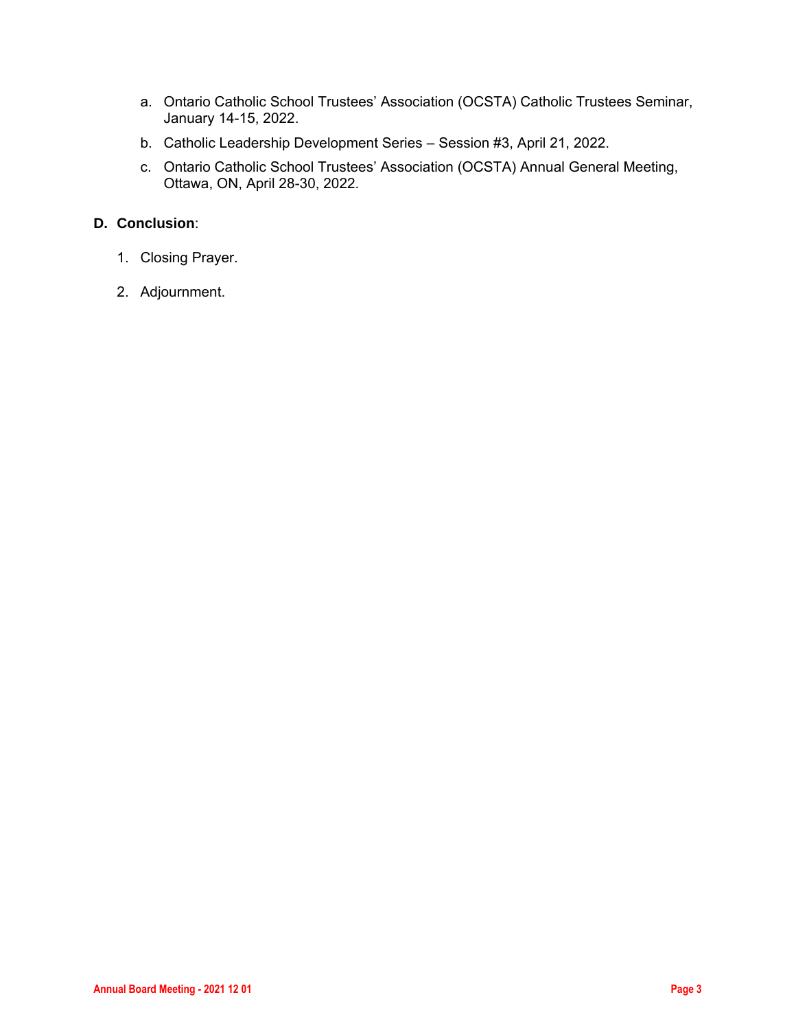a. Ontario Catholic School Trustees' Association (OCSTA) Catholic Trustees Seminar, January 14-15, 2022.

b. Catholic Leadership Development Series – Session #3, April 21, 2022.

c. Ontario Catholic School Trustees' Association (OCSTA) Annual General Meeting, Ottawa, ON, April 28-30, 2022.

**D. Conclusion**:

1. Closing Prayer.

2. Adjournment.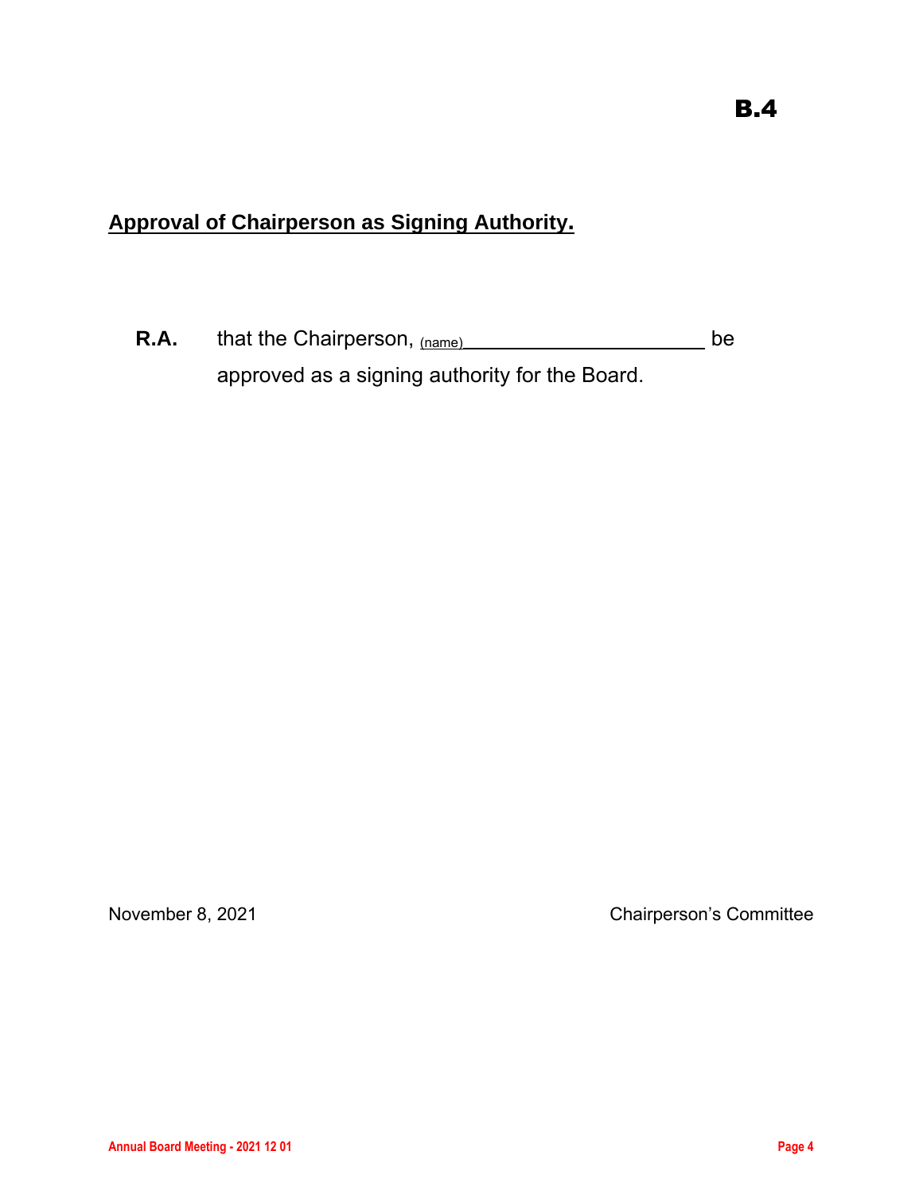**B.4**

## Approval of Chairperson as Signing Authority.

**R.A.** that the Chairperson, (name)________________________ be approved as a signing authority for the Board.

November 8, 2021 Chairperson's Committee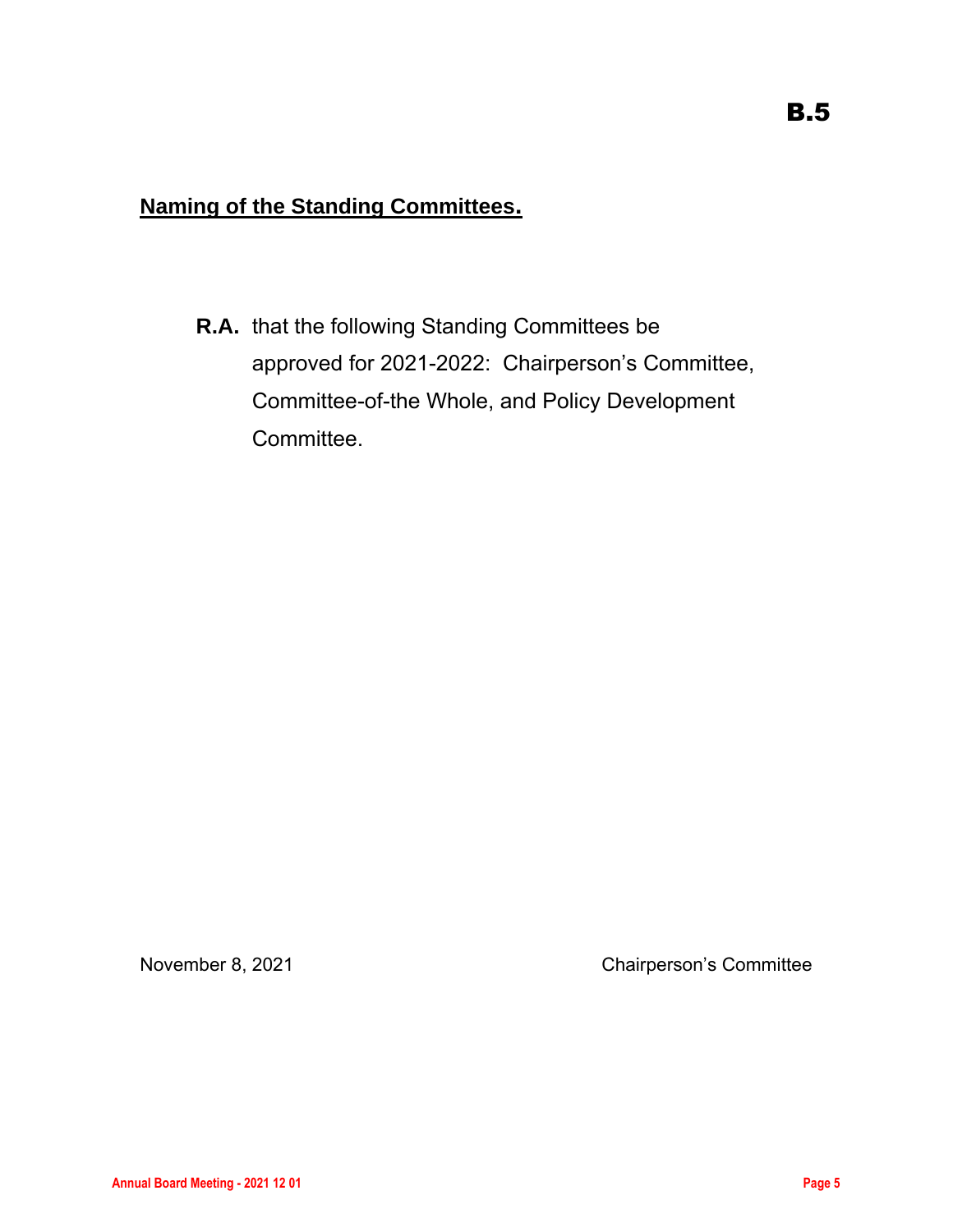**B.5**

## Naming of the Standing Committees.

**R.A.** that the following Standing Committees be approved for 2021-2022: Chairperson's Committee, Committee-of-the Whole, and Policy Development Committee.

November 8, 2021 Chairperson's Committee